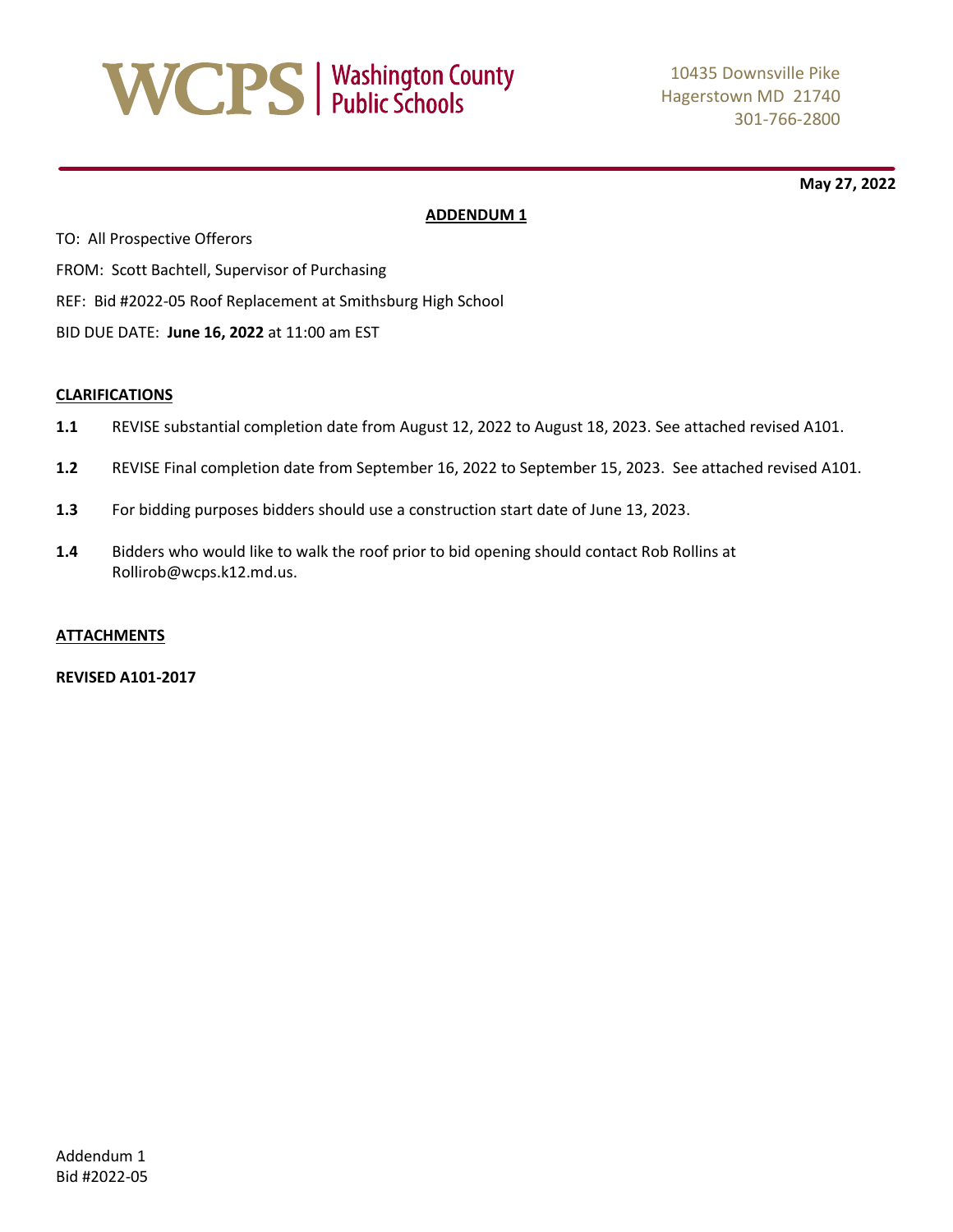**WCPS | Washington County Public Schools**

10435 Downsville Pike
Hagerstown MD 21740
301-766-2800

**May 27, 2022**

**ADDENDUM 1**

TO: All Prospective Offerors

FROM: Scott Bachtell, Supervisor of Purchasing

REF: Bid #2022-05 Roof Replacement at Smithsburg High School

BID DUE DATE: **June 16, 2022** at 11:00 am EST

**CLARIFICATIONS**

**1.1** REVISE substantial completion date from August 12, 2022 to August 18, 2023. See attached revised A101.

**1.2** REVISE Final completion date from September 16, 2022 to September 15, 2023. See attached revised A101.

**1.3** For bidding purposes bidders should use a construction start date of June 13, 2023.

**1.4** Bidders who would like to walk the roof prior to bid opening should contact Rob Rollins at Rollirob@wcps.k12.md.us.

**ATTACHMENTS**

**REVISED A101-2017**

Addendum 1
Bid #2022-05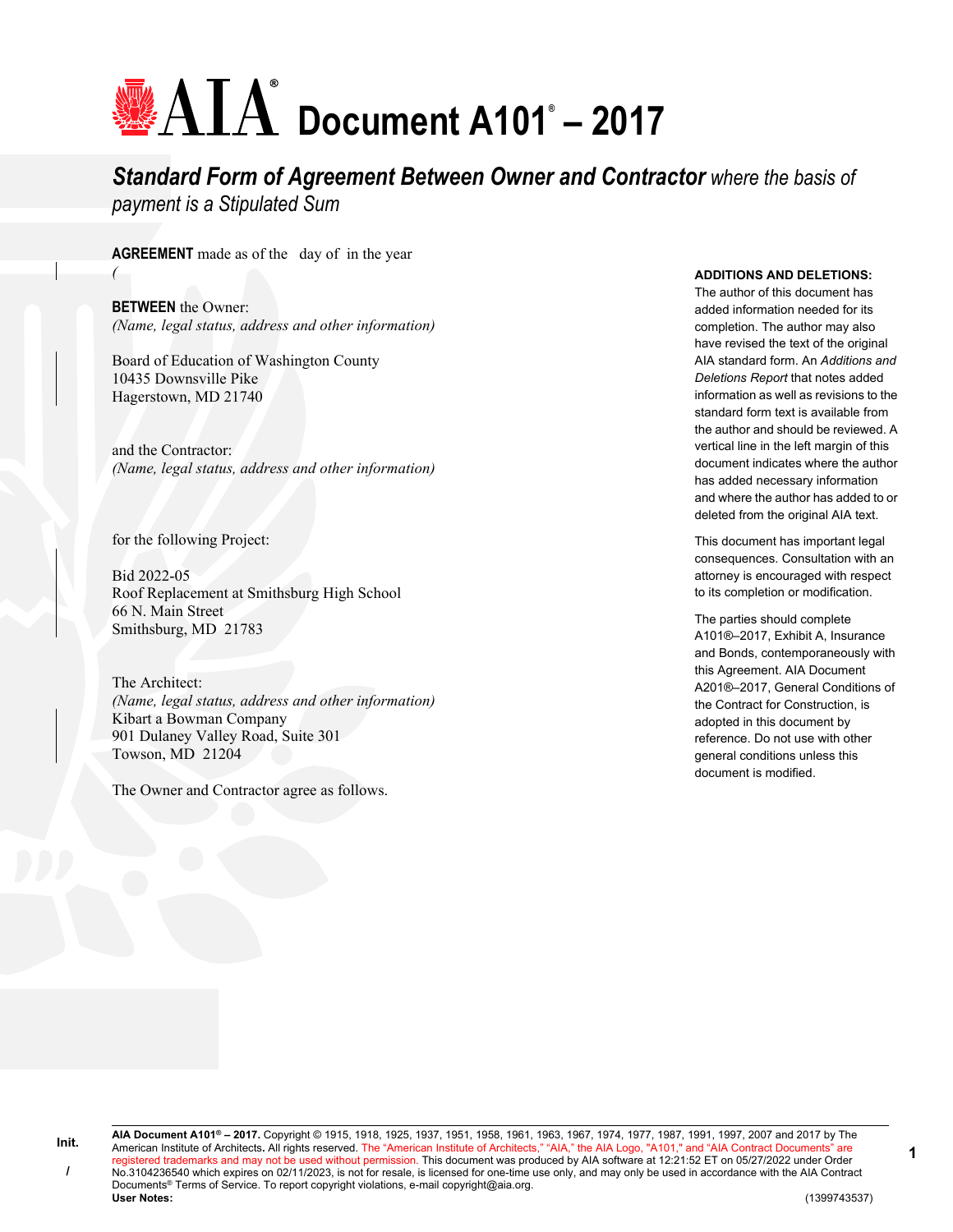# AIA Document A101® – 2017

## *Standard Form of Agreement Between Owner and Contractor where the basis of payment is a Stipulated Sum*

**AGREEMENT** made as of the day of in the year
*(*

**BETWEEN** the Owner:
*(Name, legal status, address and other information)*

Board of Education of Washington County
10435 Downsville Pike
Hagerstown, MD 21740

and the Contractor:
*(Name, legal status, address and other information)*

for the following Project:

Bid 2022-05
Roof Replacement at Smithsburg High School
66 N. Main Street
Smithsburg, MD 21783

The Architect:
*(Name, legal status, address and other information)*
Kibart a Bowman Company
901 Dulaney Valley Road, Suite 301
Towson, MD 21204

The Owner and Contractor agree as follows.

**ADDITIONS AND DELETIONS:**
The author of this document has added information needed for its completion. The author may also have revised the text of the original AIA standard form. An *Additions and Deletions Report* that notes added information as well as revisions to the standard form text is available from the author and should be reviewed. A vertical line in the left margin of this document indicates where the author has added necessary information and where the author has added to or deleted from the original AIA text.

This document has important legal consequences. Consultation with an attorney is encouraged with respect to its completion or modification.

The parties should complete A101®–2017, Exhibit A, Insurance and Bonds, contemporaneously with this Agreement. AIA Document A201®–2017, General Conditions of the Contract for Construction, is adopted in this document by reference. Do not use with other general conditions unless this document is modified.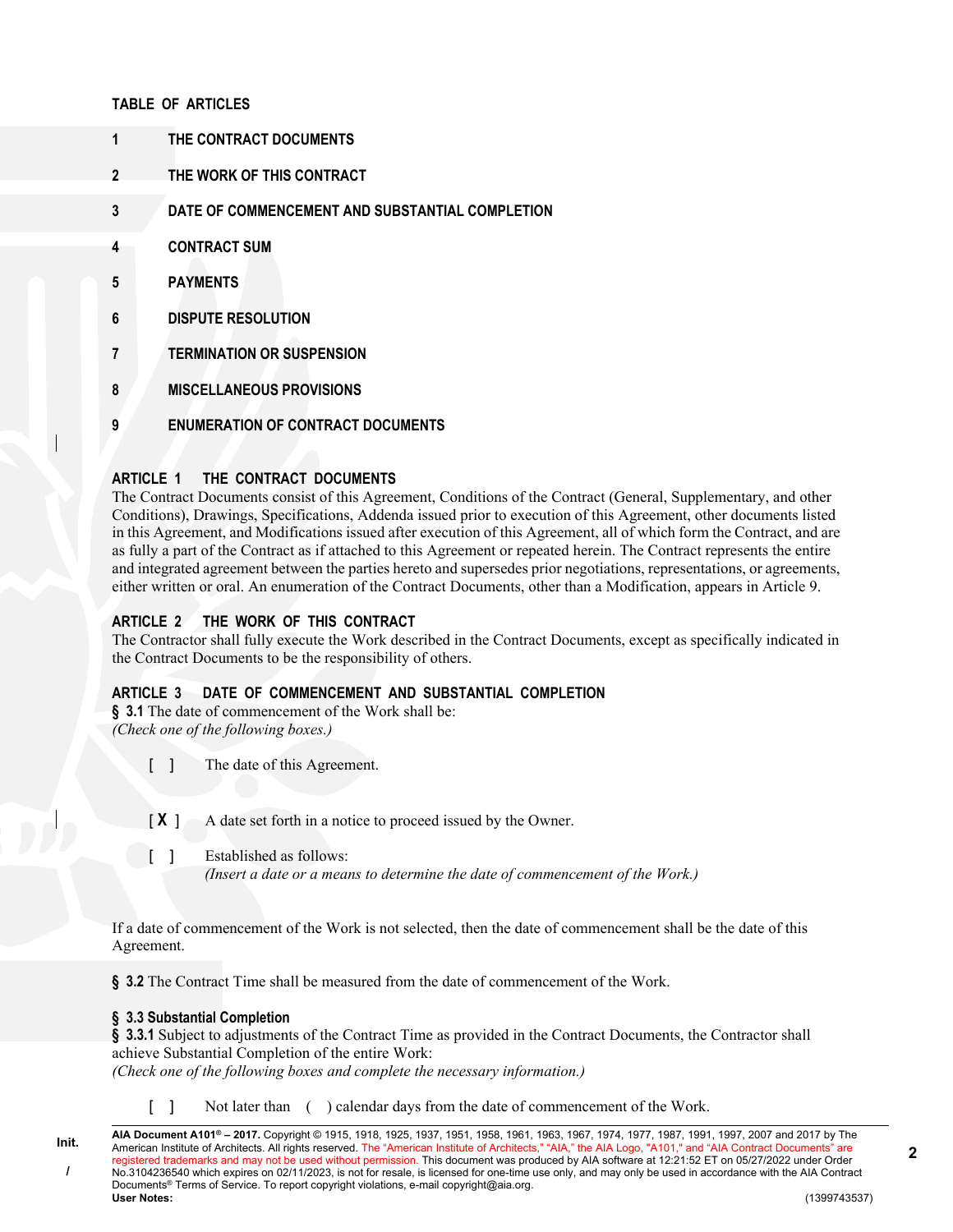**TABLE OF ARTICLES**

**1 THE CONTRACT DOCUMENTS**

**2 THE WORK OF THIS CONTRACT**

**3 DATE OF COMMENCEMENT AND SUBSTANTIAL COMPLETION**

**4 CONTRACT SUM**

**5 PAYMENTS**

**6 DISPUTE RESOLUTION**

**7 TERMINATION OR SUSPENSION**

**8 MISCELLANEOUS PROVISIONS**

**9 ENUMERATION OF CONTRACT DOCUMENTS**

## ARTICLE 1 THE CONTRACT DOCUMENTS

The Contract Documents consist of this Agreement, Conditions of the Contract (General, Supplementary, and other Conditions), Drawings, Specifications, Addenda issued prior to execution of this Agreement, other documents listed in this Agreement, and Modifications issued after execution of this Agreement, all of which form the Contract, and are as fully a part of the Contract as if attached to this Agreement or repeated herein. The Contract represents the entire and integrated agreement between the parties hereto and supersedes prior negotiations, representations, or agreements, either written or oral. An enumeration of the Contract Documents, other than a Modification, appears in Article 9.

## ARTICLE 2 THE WORK OF THIS CONTRACT

The Contractor shall fully execute the Work described in the Contract Documents, except as specifically indicated in the Contract Documents to be the responsibility of others.

## ARTICLE 3 DATE OF COMMENCEMENT AND SUBSTANTIAL COMPLETION

**§ 3.1** The date of commencement of the Work shall be:
*(Check one of the following boxes.)*

[ ] The date of this Agreement.

[ X ] A date set forth in a notice to proceed issued by the Owner.

[ ] Established as follows:
*(Insert a date or a means to determine the date of commencement of the Work.)*

If a date of commencement of the Work is not selected, then the date of commencement shall be the date of this Agreement.

**§ 3.2** The Contract Time shall be measured from the date of commencement of the Work.

**§ 3.3 Substantial Completion**

**§ 3.3.1** Subject to adjustments of the Contract Time as provided in the Contract Documents, the Contractor shall achieve Substantial Completion of the entire Work:
*(Check one of the following boxes and complete the necessary information.)*

[ ] Not later than ( ) calendar days from the date of commencement of the Work.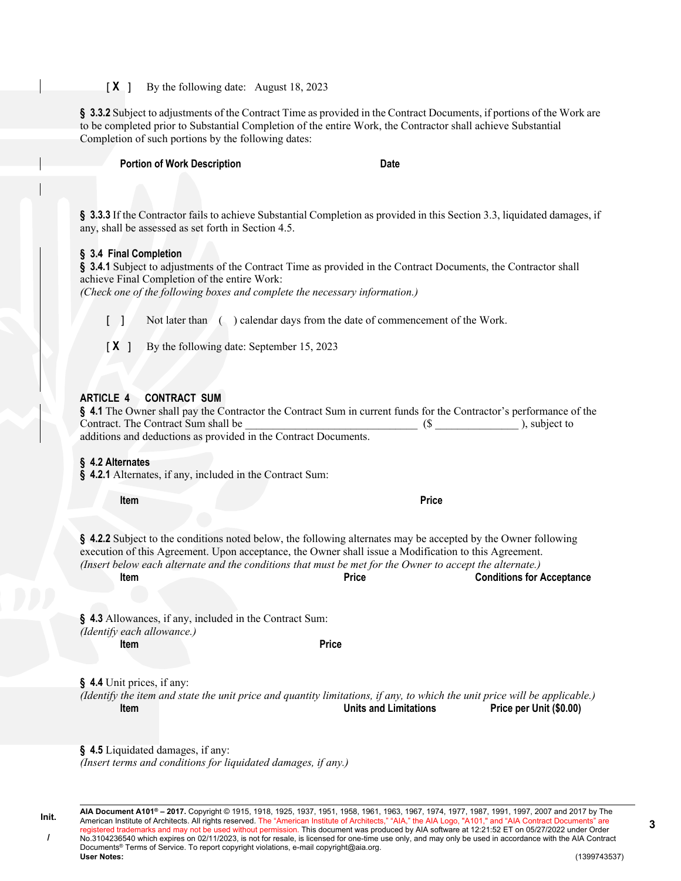[ X ]  By the following date:  August 18, 2023

**§ 3.3.2** Subject to adjustments of the Contract Time as provided in the Contract Documents, if portions of the Work are to be completed prior to Substantial Completion of the entire Work, the Contractor shall achieve Substantial Completion of such portions by the following dates:

| Portion of Work Description | Date |
|---|---|
| | |

**§ 3.3.3** If the Contractor fails to achieve Substantial Completion as provided in this Section 3.3, liquidated damages, if any, shall be assessed as set forth in Section 4.5.

**§ 3.4 Final Completion**

**§ 3.4.1** Subject to adjustments of the Contract Time as provided in the Contract Documents, the Contractor shall achieve Final Completion of the entire Work:

*(Check one of the following boxes and complete the necessary information.)*

[ ]  Not later than  (  ) calendar days from the date of commencement of the Work.

[ X ]  By the following date: September 15, 2023

## ARTICLE 4 CONTRACT SUM

**§ 4.1** The Owner shall pay the Contractor the Contract Sum in current funds for the Contractor's performance of the Contract. The Contract Sum shall be ______________________________ ($ _______________), subject to additions and deductions as provided in the Contract Documents.

**§ 4.2 Alternates**

**§ 4.2.1** Alternates, if any, included in the Contract Sum:

| Item | Price |
|---|---|
| | |

**§ 4.2.2** Subject to the conditions noted below, the following alternates may be accepted by the Owner following execution of this Agreement. Upon acceptance, the Owner shall issue a Modification to this Agreement.

*(Insert below each alternate and the conditions that must be met for the Owner to accept the alternate.)*

| Item | Price | Conditions for Acceptance |
|---|---|---|
| | | |

**§ 4.3** Allowances, if any, included in the Contract Sum:

*(Identify each allowance.)*

| Item | Price |
|---|---|
| | |

**§ 4.4** Unit prices, if any:

*(Identify the item and state the unit price and quantity limitations, if any, to which the unit price will be applicable.)*

| Item | Units and Limitations | Price per Unit ($0.00) |
|---|---|---|
| | | |

**§ 4.5** Liquidated damages, if any:

*(Insert terms and conditions for liquidated damages, if any.)*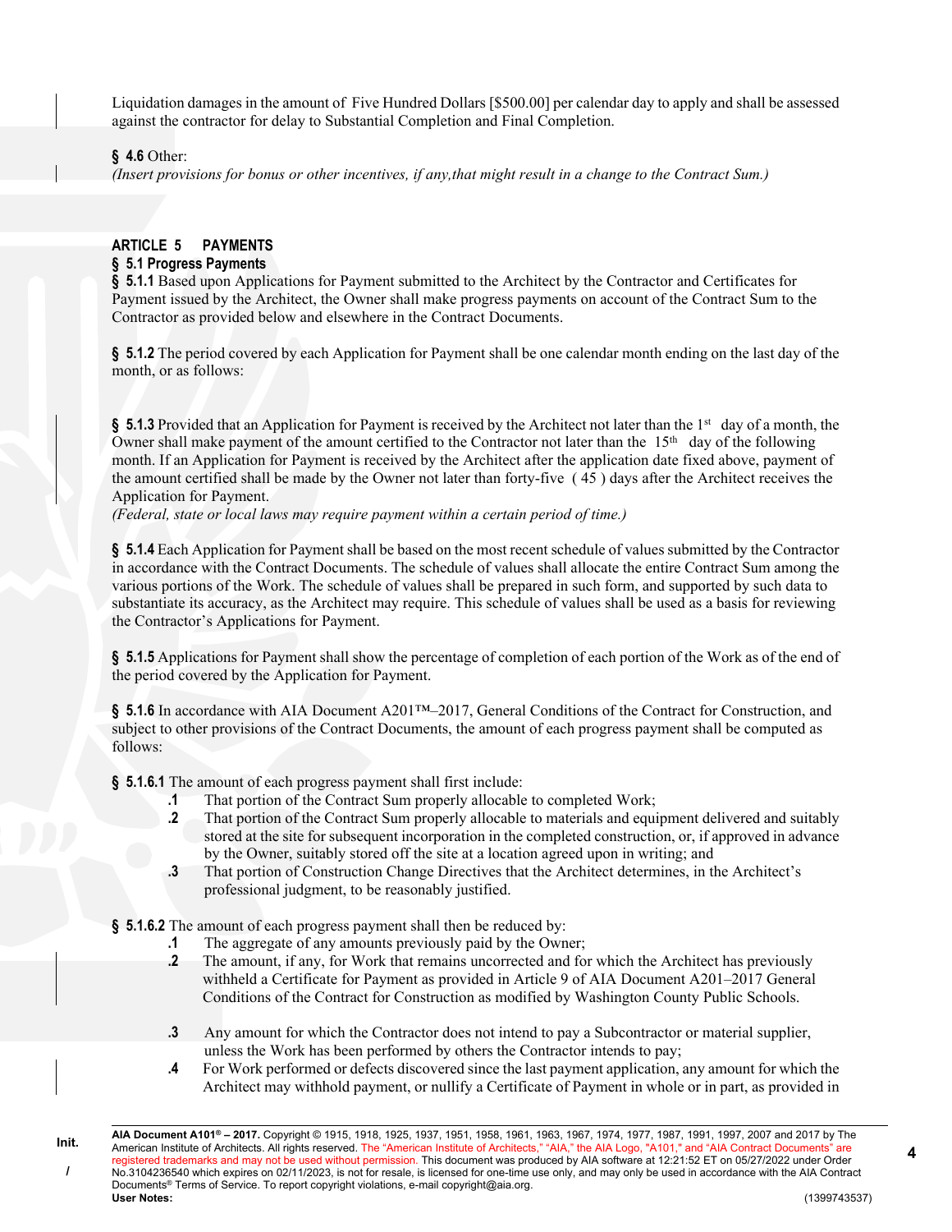Liquidation damages in the amount of Five Hundred Dollars [$500.00] per calendar day to apply and shall be assessed against the contractor for delay to Substantial Completion and Final Completion.

**§ 4.6** Other:
*(Insert provisions for bonus or other incentives, if any,that might result in a change to the Contract Sum.)*

## ARTICLE 5 PAYMENTS

### § 5.1 Progress Payments

**§ 5.1.1** Based upon Applications for Payment submitted to the Architect by the Contractor and Certificates for Payment issued by the Architect, the Owner shall make progress payments on account of the Contract Sum to the Contractor as provided below and elsewhere in the Contract Documents.

**§ 5.1.2** The period covered by each Application for Payment shall be one calendar month ending on the last day of the month, or as follows:

**§ 5.1.3** Provided that an Application for Payment is received by the Architect not later than the 1st day of a month, the Owner shall make payment of the amount certified to the Contractor not later than the 15th day of the following month. If an Application for Payment is received by the Architect after the application date fixed above, payment of the amount certified shall be made by the Owner not later than forty-five ( 45 ) days after the Architect receives the Application for Payment.
*(Federal, state or local laws may require payment within a certain period of time.)*

**§ 5.1.4** Each Application for Payment shall be based on the most recent schedule of values submitted by the Contractor in accordance with the Contract Documents. The schedule of values shall allocate the entire Contract Sum among the various portions of the Work. The schedule of values shall be prepared in such form, and supported by such data to substantiate its accuracy, as the Architect may require. This schedule of values shall be used as a basis for reviewing the Contractor's Applications for Payment.

**§ 5.1.5** Applications for Payment shall show the percentage of completion of each portion of the Work as of the end of the period covered by the Application for Payment.

**§ 5.1.6** In accordance with AIA Document A201™–2017, General Conditions of the Contract for Construction, and subject to other provisions of the Contract Documents, the amount of each progress payment shall be computed as follows:

**§ 5.1.6.1** The amount of each progress payment shall first include:

- **.1** That portion of the Contract Sum properly allocable to completed Work;
- **.2** That portion of the Contract Sum properly allocable to materials and equipment delivered and suitably stored at the site for subsequent incorporation in the completed construction, or, if approved in advance by the Owner, suitably stored off the site at a location agreed upon in writing; and
- **.3** That portion of Construction Change Directives that the Architect determines, in the Architect's professional judgment, to be reasonably justified.

**§ 5.1.6.2** The amount of each progress payment shall then be reduced by:

- **.1** The aggregate of any amounts previously paid by the Owner;
- **.2** The amount, if any, for Work that remains uncorrected and for which the Architect has previously withheld a Certificate for Payment as provided in Article 9 of AIA Document A201–2017 General Conditions of the Contract for Construction as modified by Washington County Public Schools.
- **.3** Any amount for which the Contractor does not intend to pay a Subcontractor or material supplier, unless the Work has been performed by others the Contractor intends to pay;
- **.4** For Work performed or defects discovered since the last payment application, any amount for which the Architect may withhold payment, or nullify a Certificate of Payment in whole or in part, as provided in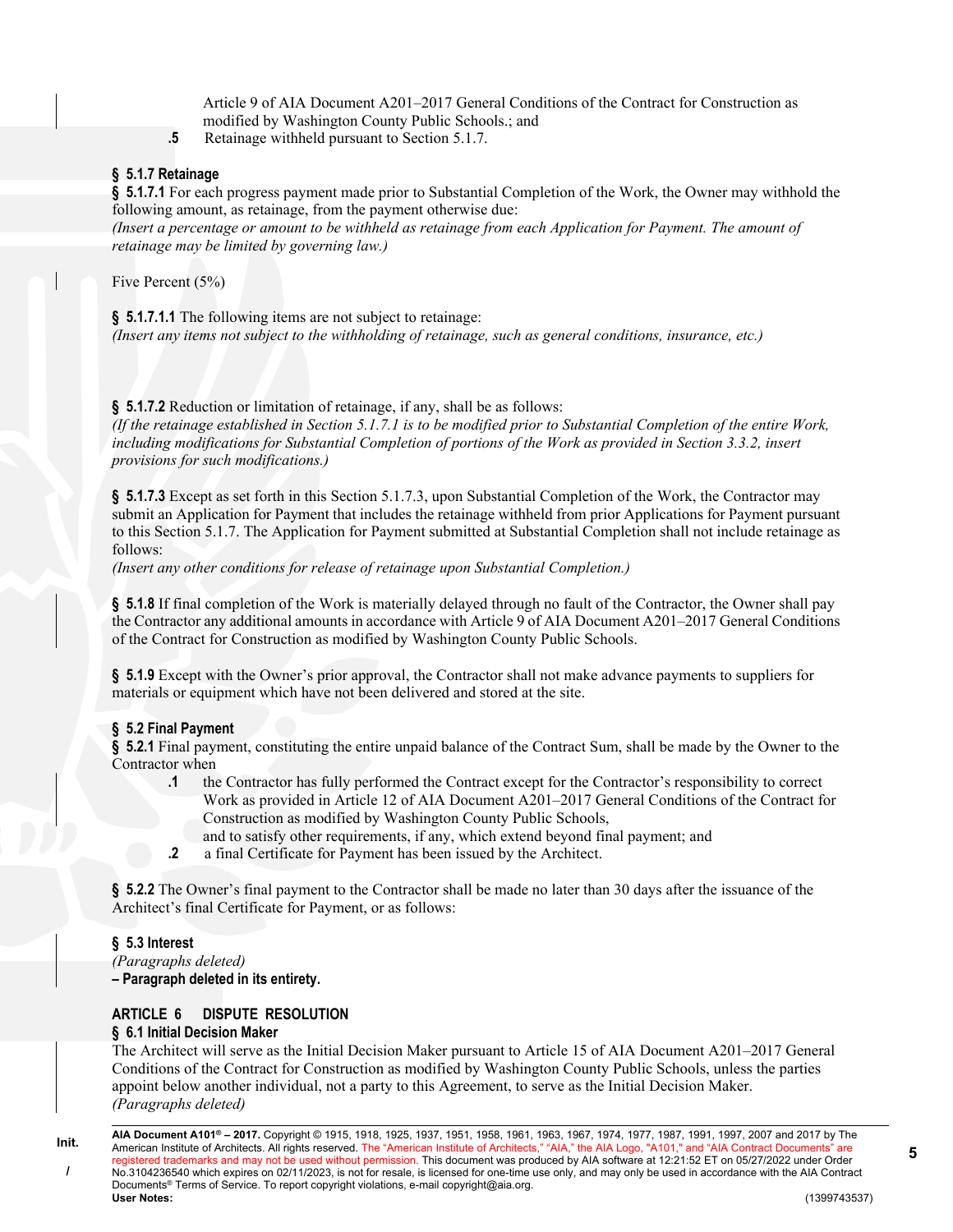Article 9 of AIA Document A201–2017 General Conditions of the Contract for Construction as modified by Washington County Public Schools.; and

**.5** Retainage withheld pursuant to Section 5.1.7.

**§ 5.1.7 Retainage**

**§ 5.1.7.1** For each progress payment made prior to Substantial Completion of the Work, the Owner may withhold the following amount, as retainage, from the payment otherwise due:

*(Insert a percentage or amount to be withheld as retainage from each Application for Payment. The amount of retainage may be limited by governing law.)*

Five Percent (5%)

**§ 5.1.7.1.1** The following items are not subject to retainage:

*(Insert any items not subject to the withholding of retainage, such as general conditions, insurance, etc.)*

**§ 5.1.7.2** Reduction or limitation of retainage, if any, shall be as follows:

*(If the retainage established in Section 5.1.7.1 is to be modified prior to Substantial Completion of the entire Work, including modifications for Substantial Completion of portions of the Work as provided in Section 3.3.2, insert provisions for such modifications.)*

**§ 5.1.7.3** Except as set forth in this Section 5.1.7.3, upon Substantial Completion of the Work, the Contractor may submit an Application for Payment that includes the retainage withheld from prior Applications for Payment pursuant to this Section 5.1.7. The Application for Payment submitted at Substantial Completion shall not include retainage as follows:

*(Insert any other conditions for release of retainage upon Substantial Completion.)*

**§ 5.1.8** If final completion of the Work is materially delayed through no fault of the Contractor, the Owner shall pay the Contractor any additional amounts in accordance with Article 9 of AIA Document A201–2017 General Conditions of the Contract for Construction as modified by Washington County Public Schools.

**§ 5.1.9** Except with the Owner's prior approval, the Contractor shall not make advance payments to suppliers for materials or equipment which have not been delivered and stored at the site.

**§ 5.2 Final Payment**

**§ 5.2.1** Final payment, constituting the entire unpaid balance of the Contract Sum, shall be made by the Owner to the Contractor when

**.1** the Contractor has fully performed the Contract except for the Contractor's responsibility to correct Work as provided in Article 12 of AIA Document A201–2017 General Conditions of the Contract for Construction as modified by Washington County Public Schools,
and to satisfy other requirements, if any, which extend beyond final payment; and

**.2** a final Certificate for Payment has been issued by the Architect.

**§ 5.2.2** The Owner's final payment to the Contractor shall be made no later than 30 days after the issuance of the Architect's final Certificate for Payment, or as follows:

**§ 5.3 Interest**

*(Paragraphs deleted)*

**– Paragraph deleted in its entirety.**

## ARTICLE 6 DISPUTE RESOLUTION

**§ 6.1 Initial Decision Maker**

The Architect will serve as the Initial Decision Maker pursuant to Article 15 of AIA Document A201–2017 General Conditions of the Contract for Construction as modified by Washington County Public Schools, unless the parties appoint below another individual, not a party to this Agreement, to serve as the Initial Decision Maker.

*(Paragraphs deleted)*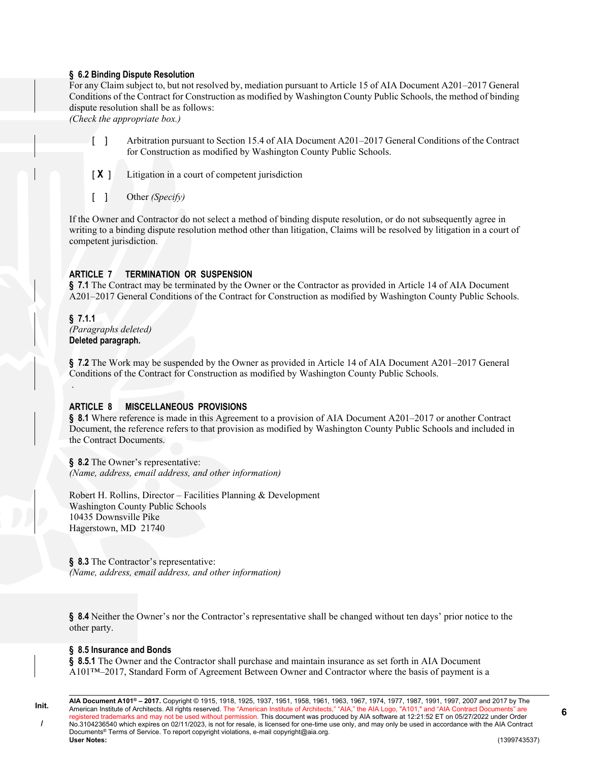**§ 6.2 Binding Dispute Resolution**
For any Claim subject to, but not resolved by, mediation pursuant to Article 15 of AIA Document A201–2017 General Conditions of the Contract for Construction as modified by Washington County Public Schools, the method of binding dispute resolution shall be as follows:
*(Check the appropriate box.)*

[ ] Arbitration pursuant to Section 15.4 of AIA Document A201–2017 General Conditions of the Contract for Construction as modified by Washington County Public Schools.

[ **X** ] Litigation in a court of competent jurisdiction

[ ] Other *(Specify)*

If the Owner and Contractor do not select a method of binding dispute resolution, or do not subsequently agree in writing to a binding dispute resolution method other than litigation, Claims will be resolved by litigation in a court of competent jurisdiction.

## ARTICLE 7 TERMINATION OR SUSPENSION

**§ 7.1** The Contract may be terminated by the Owner or the Contractor as provided in Article 14 of AIA Document A201–2017 General Conditions of the Contract for Construction as modified by Washington County Public Schools.

**§ 7.1.1**
*(Paragraphs deleted)*
**Deleted paragraph.**

**§ 7.2** The Work may be suspended by the Owner as provided in Article 14 of AIA Document A201–2017 General Conditions of the Contract for Construction as modified by Washington County Public Schools.

.

## ARTICLE 8 MISCELLANEOUS PROVISIONS

**§ 8.1** Where reference is made in this Agreement to a provision of AIA Document A201–2017 or another Contract Document, the reference refers to that provision as modified by Washington County Public Schools and included in the Contract Documents.

**§ 8.2** The Owner's representative:
*(Name, address, email address, and other information)*

Robert H. Rollins, Director – Facilities Planning & Development
Washington County Public Schools
10435 Downsville Pike
Hagerstown, MD 21740

**§ 8.3** The Contractor's representative:
*(Name, address, email address, and other information)*

**§ 8.4** Neither the Owner's nor the Contractor's representative shall be changed without ten days' prior notice to the other party.

**§ 8.5 Insurance and Bonds**
**§ 8.5.1** The Owner and the Contractor shall purchase and maintain insurance as set forth in AIA Document A101™–2017, Standard Form of Agreement Between Owner and Contractor where the basis of payment is a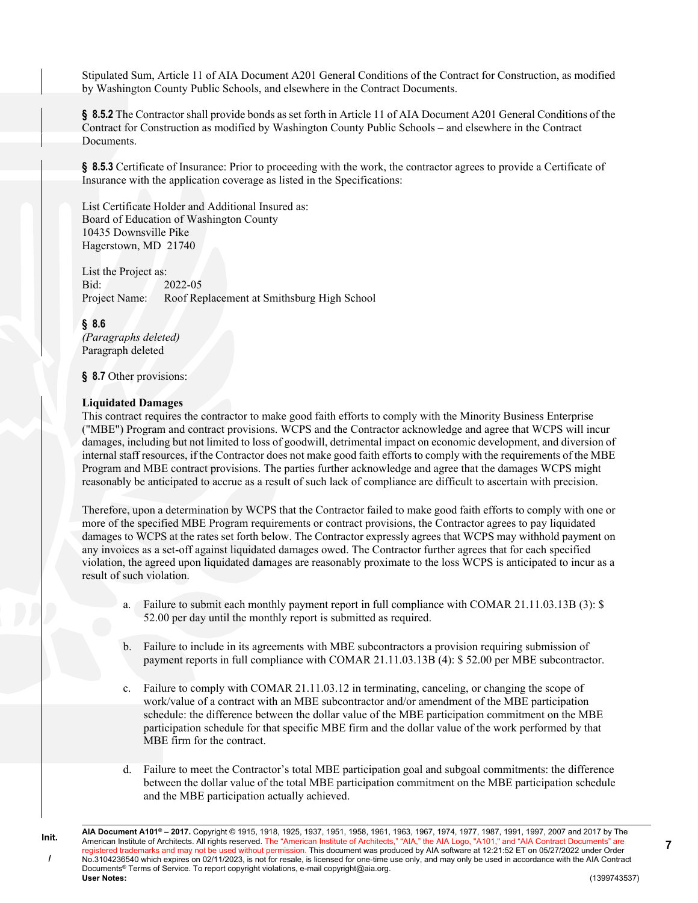Stipulated Sum, Article 11 of AIA Document A201 General Conditions of the Contract for Construction, as modified by Washington County Public Schools, and elsewhere in the Contract Documents.

**§ 8.5.2** The Contractor shall provide bonds as set forth in Article 11 of AIA Document A201 General Conditions of the Contract for Construction as modified by Washington County Public Schools – and elsewhere in the Contract Documents.

**§ 8.5.3** Certificate of Insurance: Prior to proceeding with the work, the contractor agrees to provide a Certificate of Insurance with the application coverage as listed in the Specifications:

List Certificate Holder and Additional Insured as:
Board of Education of Washington County
10435 Downsville Pike
Hagerstown, MD 21740

List the Project as:
Bid: 2022-05
Project Name: Roof Replacement at Smithsburg High School

**§ 8.6**
*(Paragraphs deleted)*
Paragraph deleted

**§ 8.7** Other provisions:

**Liquidated Damages**
This contract requires the contractor to make good faith efforts to comply with the Minority Business Enterprise ("MBE") Program and contract provisions. WCPS and the Contractor acknowledge and agree that WCPS will incur damages, including but not limited to loss of goodwill, detrimental impact on economic development, and diversion of internal staff resources, if the Contractor does not make good faith efforts to comply with the requirements of the MBE Program and MBE contract provisions. The parties further acknowledge and agree that the damages WCPS might reasonably be anticipated to accrue as a result of such lack of compliance are difficult to ascertain with precision.

Therefore, upon a determination by WCPS that the Contractor failed to make good faith efforts to comply with one or more of the specified MBE Program requirements or contract provisions, the Contractor agrees to pay liquidated damages to WCPS at the rates set forth below. The Contractor expressly agrees that WCPS may withhold payment on any invoices as a set-off against liquidated damages owed. The Contractor further agrees that for each specified violation, the agreed upon liquidated damages are reasonably proximate to the loss WCPS is anticipated to incur as a result of such violation.

a. Failure to submit each monthly payment report in full compliance with COMAR 21.11.03.13B (3): $ 52.00 per day until the monthly report is submitted as required.

b. Failure to include in its agreements with MBE subcontractors a provision requiring submission of payment reports in full compliance with COMAR 21.11.03.13B (4): $ 52.00 per MBE subcontractor.

c. Failure to comply with COMAR 21.11.03.12 in terminating, canceling, or changing the scope of work/value of a contract with an MBE subcontractor and/or amendment of the MBE participation schedule: the difference between the dollar value of the MBE participation commitment on the MBE participation schedule for that specific MBE firm and the dollar value of the work performed by that MBE firm for the contract.

d. Failure to meet the Contractor's total MBE participation goal and subgoal commitments: the difference between the dollar value of the total MBE participation commitment on the MBE participation schedule and the MBE participation actually achieved.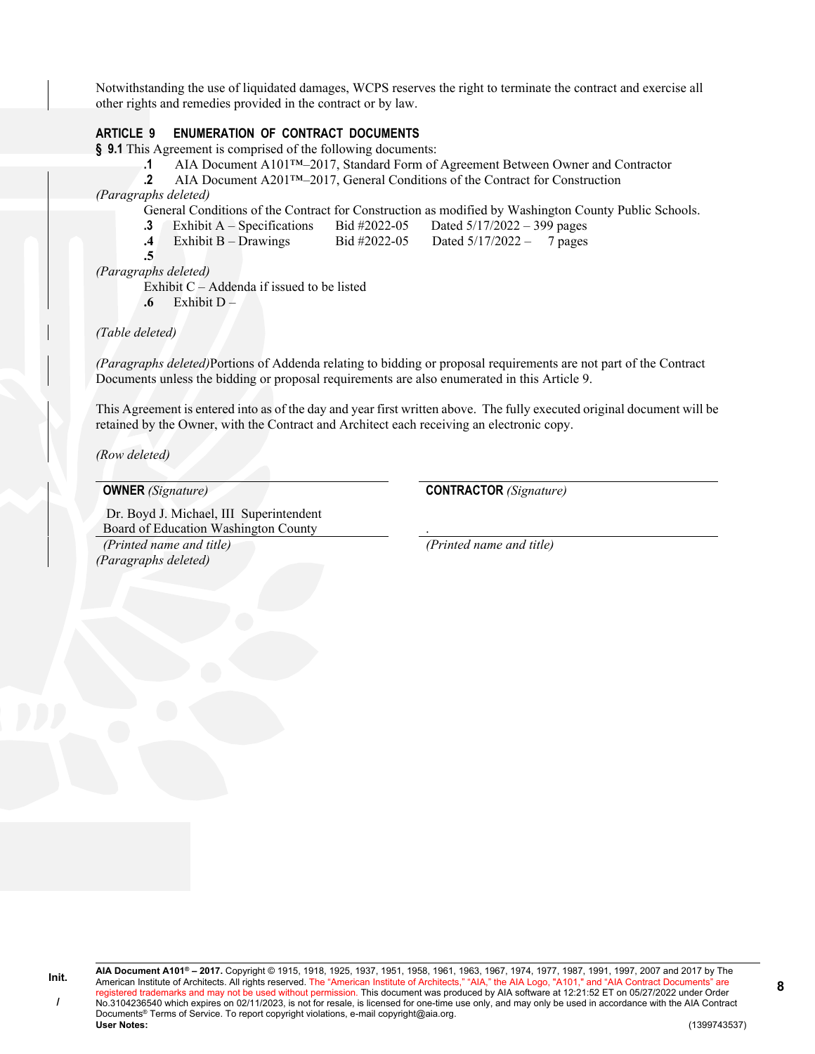Notwithstanding the use of liquidated damages, WCPS reserves the right to terminate the contract and exercise all other rights and remedies provided in the contract or by law.

## ARTICLE 9 ENUMERATION OF CONTRACT DOCUMENTS

**§ 9.1** This Agreement is comprised of the following documents:

**.1** AIA Document A101™–2017, Standard Form of Agreement Between Owner and Contractor

**.2** AIA Document A201™–2017, General Conditions of the Contract for Construction

*(Paragraphs deleted)*

General Conditions of the Contract for Construction as modified by Washington County Public Schools.

**.3** Exhibit A – Specifications Bid #2022-05 Dated 5/17/2022 – 399 pages

**.4** Exhibit B – Drawings Bid #2022-05 Dated 5/17/2022 – 7 pages

**.5**

*(Paragraphs deleted)*

Exhibit C – Addenda if issued to be listed

**.6** Exhibit D –

*(Table deleted)*

*(Paragraphs deleted)*Portions of Addenda relating to bidding or proposal requirements are not part of the Contract Documents unless the bidding or proposal requirements are also enumerated in this Article 9.

This Agreement is entered into as of the day and year first written above. The fully executed original document will be retained by the Owner, with the Contract and Architect each receiving an electronic copy.

*(Row deleted)*

| **OWNER** *(Signature)* | **CONTRACTOR** *(Signature)* |
| --- | --- |
| Dr. Boyd J. Michael, III Superintendent<br>Board of Education Washington County | . |
| *(Printed name and title)* | *(Printed name and title)* |

*(Paragraphs deleted)*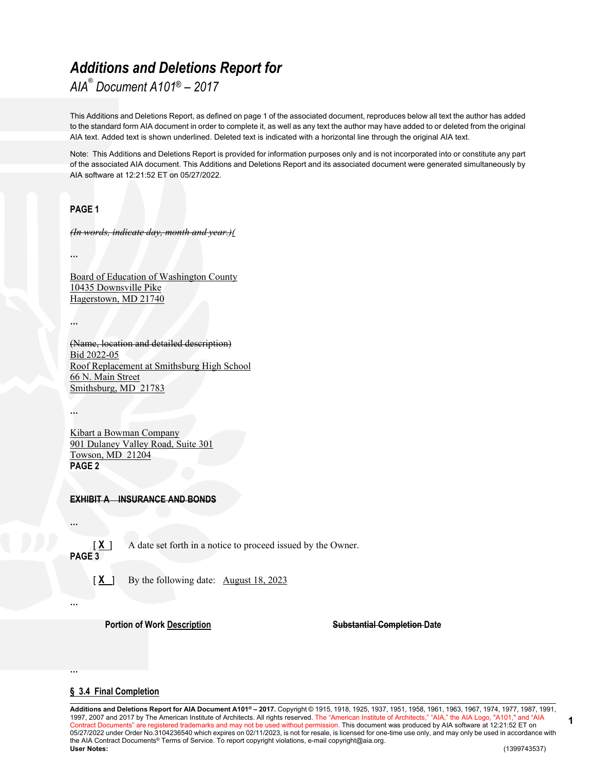# *Additions and Deletions Report for*

*AIA® Document A101® – 2017*

This Additions and Deletions Report, as defined on page 1 of the associated document, reproduces below all text the author has added to the standard form AIA document in order to complete it, as well as any text the author may have added to or deleted from the original AIA text. Added text is shown underlined. Deleted text is indicated with a horizontal line through the original AIA text.

Note: This Additions and Deletions Report is provided for information purposes only and is not incorporated into or constitute any part of the associated AIA document. This Additions and Deletions Report and its associated document were generated simultaneously by AIA software at 12:21:52 ET on 05/27/2022.

**PAGE 1**

~~*(In words, indicate day, month and year.)(*~~

...

Board of Education of Washington County
10435 Downsville Pike
Hagerstown, MD 21740

...

~~(Name, location and detailed description)~~
Bid 2022-05
Roof Replacement at Smithsburg High School
66 N. Main Street
Smithsburg, MD 21783

...

Kibart a Bowman Company
901 Dulaney Valley Road, Suite 301
Towson, MD 21204

**PAGE 2**

~~**EXHIBIT A INSURANCE AND BONDS**~~

...

[ **X** ] A date set forth in a notice to proceed issued by the Owner.

**PAGE 3**

[ **X** ] By the following date: August 18, 2023

...

**Portion of Work Description** ~~**Substantial Completion**~~ **Date**

...

**§ 3.4 Final Completion**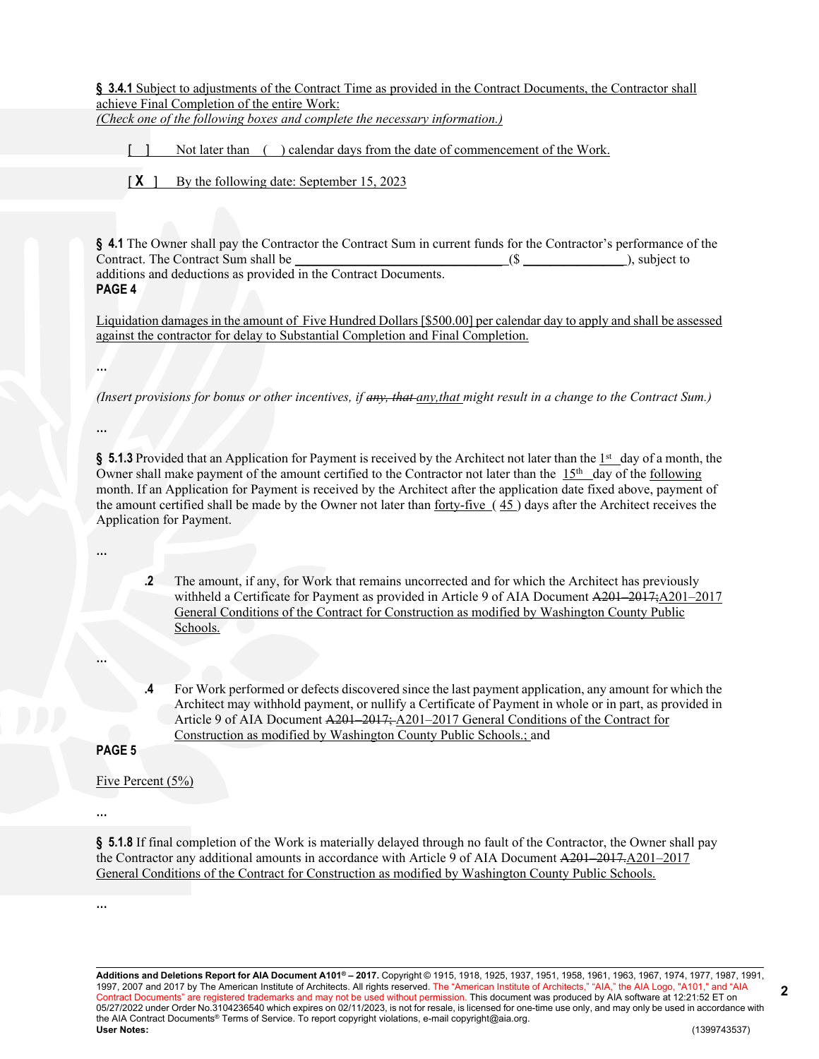**§ 3.4.1** Subject to adjustments of the Contract Time as provided in the Contract Documents, the Contractor shall achieve Final Completion of the entire Work:
*(Check one of the following boxes and complete the necessary information.)*

[ ] Not later than ( ) calendar days from the date of commencement of the Work.

**[ X ]** By the following date: September 15, 2023

**§ 4.1** The Owner shall pay the Contractor the Contract Sum in current funds for the Contractor's performance of the Contract. The Contract Sum shall be ______________________________ ($ _______________), subject to additions and deductions as provided in the Contract Documents.

**PAGE 4**

Liquidation damages in the amount of Five Hundred Dollars [$500.00] per calendar day to apply and shall be assessed against the contractor for delay to Substantial Completion and Final Completion.

...

*(Insert provisions for bonus or other incentives, if ~~any, that~~ any,that might result in a change to the Contract Sum.)*

...

**§ 5.1.3** Provided that an Application for Payment is received by the Architect not later than the 1st day of a month, the Owner shall make payment of the amount certified to the Contractor not later than the 15th day of the following month. If an Application for Payment is received by the Architect after the application date fixed above, payment of the amount certified shall be made by the Owner not later than forty-five ( 45 ) days after the Architect receives the Application for Payment.

...

**.2** The amount, if any, for Work that remains uncorrected and for which the Architect has previously withheld a Certificate for Payment as provided in Article 9 of AIA Document ~~A201–2017;~~A201–2017 General Conditions of the Contract for Construction as modified by Washington County Public Schools.

...

**.4** For Work performed or defects discovered since the last payment application, any amount for which the Architect may withhold payment, or nullify a Certificate of Payment in whole or in part, as provided in Article 9 of AIA Document ~~A201–2017;~~ A201–2017 General Conditions of the Contract for Construction as modified by Washington County Public Schools.; and

**PAGE 5**

Five Percent (5%)

...

**§ 5.1.8** If final completion of the Work is materially delayed through no fault of the Contractor, the Owner shall pay the Contractor any additional amounts in accordance with Article 9 of AIA Document ~~A201–2017.~~A201–2017 General Conditions of the Contract for Construction as modified by Washington County Public Schools.

...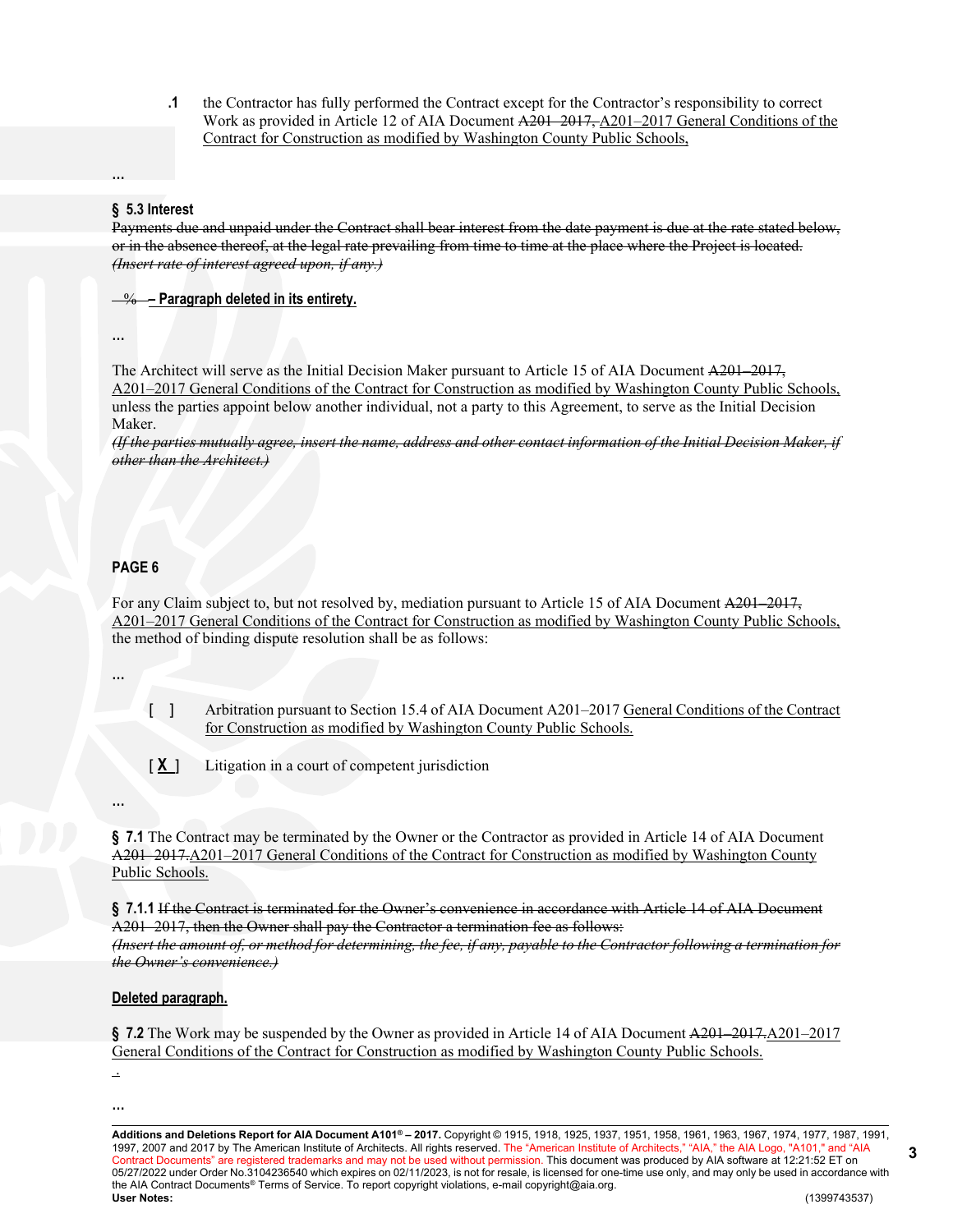**.1** the Contractor has fully performed the Contract except for the Contractor's responsibility to correct Work as provided in Article 12 of AIA Document ~~A201–2017,~~ <u>A201–2017 General Conditions of the Contract for Construction as modified by Washington County Public Schools,</u>

…

**§ 5.3 Interest**

~~Payments due and unpaid under the Contract shall bear interest from the date payment is due at the rate stated below, or in the absence thereof, at the legal rate prevailing from time to time at the place where the Project is located.~~
~~*(Insert rate of interest agreed upon, if any.)*~~

~~%~~ <u>**– Paragraph deleted in its entirety.**</u>

…

The Architect will serve as the Initial Decision Maker pursuant to Article 15 of AIA Document ~~A201–2017,~~ <u>A201–2017 General Conditions of the Contract for Construction as modified by Washington County Public Schools,</u> unless the parties appoint below another individual, not a party to this Agreement, to serve as the Initial Decision Maker.
~~*(If the parties mutually agree, insert the name, address and other contact information of the Initial Decision Maker, if other than the Architect.)*~~

**PAGE 6**

For any Claim subject to, but not resolved by, mediation pursuant to Article 15 of AIA Document ~~A201–2017,~~ <u>A201–2017 General Conditions of the Contract for Construction as modified by Washington County Public Schools,</u> the method of binding dispute resolution shall be as follows:

…

[ ] Arbitration pursuant to Section 15.4 of AIA Document A201–2017 <u>General Conditions of the Contract for Construction as modified by Washington County Public Schools.</u>

[ <u>**X**</u> ] Litigation in a court of competent jurisdiction

…

**§ 7.1** The Contract may be terminated by the Owner or the Contractor as provided in Article 14 of AIA Document ~~A201–2017.~~<u>A201–2017 General Conditions of the Contract for Construction as modified by Washington County Public Schools.</u>

**§ 7.1.1** ~~If the Contract is terminated for the Owner's convenience in accordance with Article 14 of AIA Document A201–2017, then the Owner shall pay the Contractor a termination fee as follows:~~
~~*(Insert the amount of, or method for determining, the fee, if any, payable to the Contractor following a termination for the Owner's convenience.)*~~

<u>**Deleted paragraph.**</u>

**§ 7.2** The Work may be suspended by the Owner as provided in Article 14 of AIA Document ~~A201–2017.~~<u>A201–2017 General Conditions of the Contract for Construction as modified by Washington County Public Schools.</u>

<u>.</u>

…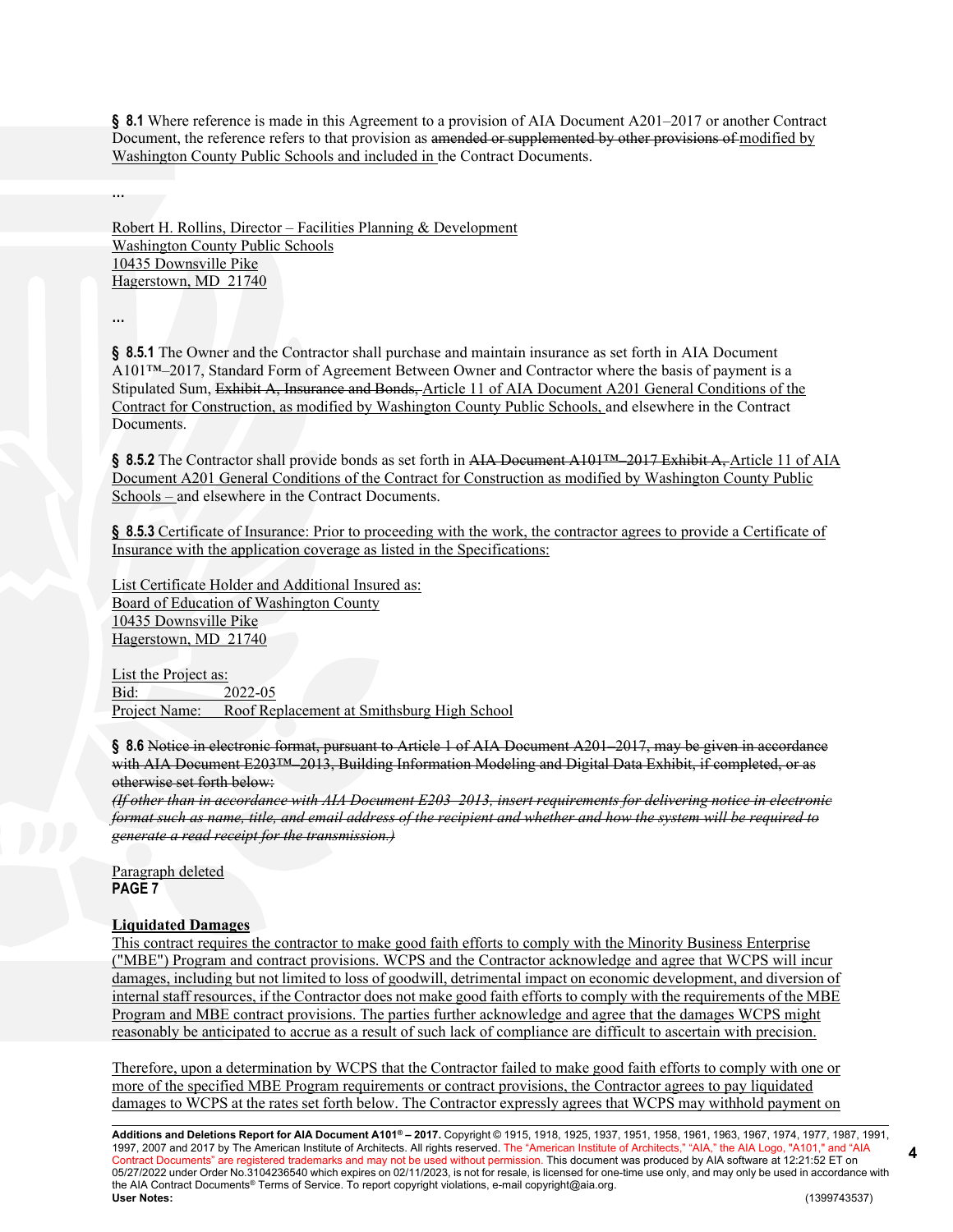**§ 8.1** Where reference is made in this Agreement to a provision of AIA Document A201–2017 or another Contract Document, the reference refers to that provision as ~~amended or supplemented by other provisions of~~ modified by Washington County Public Schools and included in the Contract Documents.

...

Robert H. Rollins, Director – Facilities Planning & Development
Washington County Public Schools
10435 Downsville Pike
Hagerstown, MD 21740

...

**§ 8.5.1** The Owner and the Contractor shall purchase and maintain insurance as set forth in AIA Document A101™–2017, Standard Form of Agreement Between Owner and Contractor where the basis of payment is a Stipulated Sum, ~~Exhibit A, Insurance and Bonds,~~ Article 11 of AIA Document A201 General Conditions of the Contract for Construction, as modified by Washington County Public Schools, and elsewhere in the Contract Documents.

**§ 8.5.2** The Contractor shall provide bonds as set forth in ~~AIA Document A101™–2017 Exhibit A,~~ Article 11 of AIA Document A201 General Conditions of the Contract for Construction as modified by Washington County Public Schools – and elsewhere in the Contract Documents.

**§ 8.5.3** Certificate of Insurance: Prior to proceeding with the work, the contractor agrees to provide a Certificate of Insurance with the application coverage as listed in the Specifications:

List Certificate Holder and Additional Insured as:
Board of Education of Washington County
10435 Downsville Pike
Hagerstown, MD 21740

List the Project as:
Bid: 2022-05
Project Name: Roof Replacement at Smithsburg High School

**§ 8.6** ~~Notice in electronic format, pursuant to Article 1 of AIA Document A201–2017, may be given in accordance with AIA Document E203™–2013, Building Information Modeling and Digital Data Exhibit, if completed, or as otherwise set forth below:~~

~~*(If other than in accordance with AIA Document E203–2013, insert requirements for delivering notice in electronic format such as name, title, and email address of the recipient and whether and how the system will be required to generate a read receipt for the transmission.)*~~

Paragraph deleted

**PAGE 7**

**Liquidated Damages**

This contract requires the contractor to make good faith efforts to comply with the Minority Business Enterprise ("MBE") Program and contract provisions. WCPS and the Contractor acknowledge and agree that WCPS will incur damages, including but not limited to loss of goodwill, detrimental impact on economic development, and diversion of internal staff resources, if the Contractor does not make good faith efforts to comply with the requirements of the MBE Program and MBE contract provisions. The parties further acknowledge and agree that the damages WCPS might reasonably be anticipated to accrue as a result of such lack of compliance are difficult to ascertain with precision.

Therefore, upon a determination by WCPS that the Contractor failed to make good faith efforts to comply with one or more of the specified MBE Program requirements or contract provisions, the Contractor agrees to pay liquidated damages to WCPS at the rates set forth below. The Contractor expressly agrees that WCPS may withhold payment on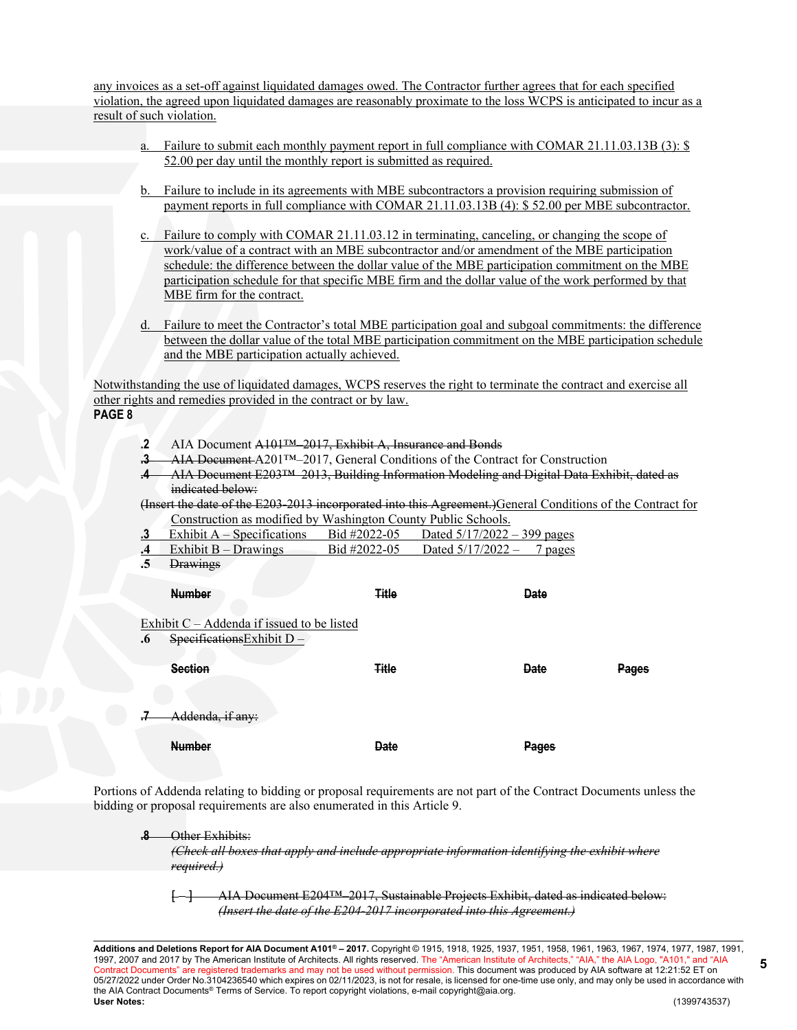any invoices as a set-off against liquidated damages owed. The Contractor further agrees that for each specified violation, the agreed upon liquidated damages are reasonably proximate to the loss WCPS is anticipated to incur as a result of such violation.

a. Failure to submit each monthly payment report in full compliance with COMAR 21.11.03.13B (3): $ 52.00 per day until the monthly report is submitted as required.

b. Failure to include in its agreements with MBE subcontractors a provision requiring submission of payment reports in full compliance with COMAR 21.11.03.13B (4): $ 52.00 per MBE subcontractor.

c. Failure to comply with COMAR 21.11.03.12 in terminating, canceling, or changing the scope of work/value of a contract with an MBE subcontractor and/or amendment of the MBE participation schedule: the difference between the dollar value of the MBE participation commitment on the MBE participation schedule for that specific MBE firm and the dollar value of the work performed by that MBE firm for the contract.

d. Failure to meet the Contractor's total MBE participation goal and subgoal commitments: the difference between the dollar value of the total MBE participation commitment on the MBE participation schedule and the MBE participation actually achieved.

Notwithstanding the use of liquidated damages, WCPS reserves the right to terminate the contract and exercise all other rights and remedies provided in the contract or by law.

**PAGE 8**

.2 AIA Document ~~A101™–2017, Exhibit A, Insurance and Bonds~~

~~.3 AIA Document~~ A201™–2017, General Conditions of the Contract for Construction

~~.4 AIA Document E203™–2013, Building Information Modeling and Digital Data Exhibit, dated as indicated below:~~

~~(Insert the date of the E203-2013 incorporated into this Agreement.)~~General Conditions of the Contract for Construction as modified by Washington County Public Schools.

.3 Exhibit A – Specifications Bid #2022-05 Dated 5/17/2022 – 399 pages

.4 Exhibit B – Drawings Bid #2022-05 Dated 5/17/2022 – 7 pages

.5 ~~Drawings~~

| ~~Number~~ | ~~Title~~ | ~~Date~~ |
|---|---|---|

Exhibit C – Addenda if issued to be listed

.6 ~~Specifications~~Exhibit D –

| ~~Section~~ | ~~Title~~ | ~~Date~~ | ~~Pages~~ |
|---|---|---|---|

~~.7 Addenda, if any:~~

| ~~Number~~ | ~~Date~~ | ~~Pages~~ |
|---|---|---|

Portions of Addenda relating to bidding or proposal requirements are not part of the Contract Documents unless the bidding or proposal requirements are also enumerated in this Article 9.

~~.8 Other Exhibits:~~
~~*(Check all boxes that apply and include appropriate information identifying the exhibit where required.)*~~

~~[ ] AIA Document E204™–2017, Sustainable Projects Exhibit, dated as indicated below:~~
~~*(Insert the date of the E204-2017 incorporated into this Agreement.)*~~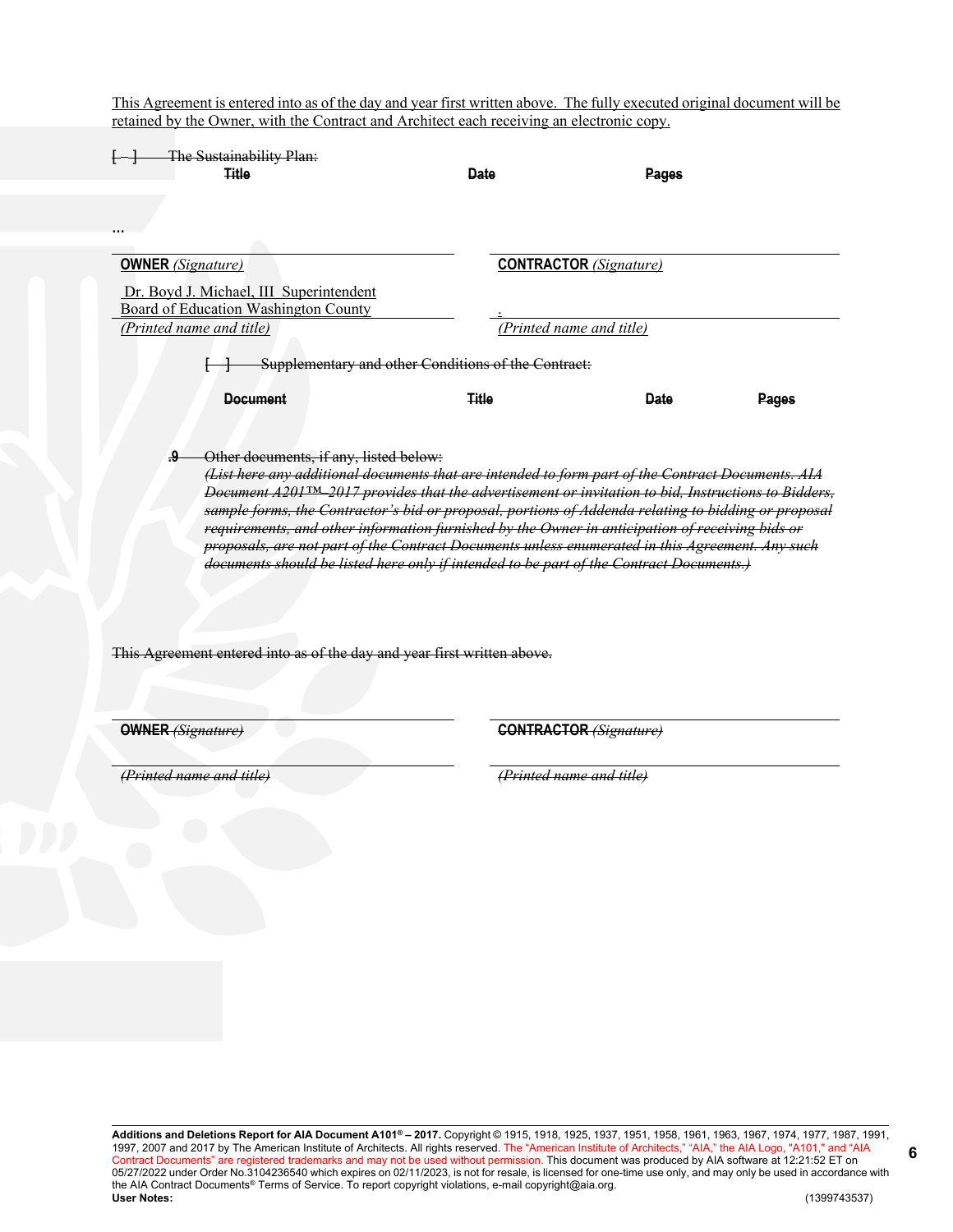This Agreement is entered into as of the day and year first written above. The fully executed original document will be retained by the Owner, with the Contract and Architect each receiving an electronic copy.

~~[ ] The Sustainability Plan:~~

| ~~Title~~ | ~~Date~~ | ~~Pages~~ |
|---|---|---|

...

| **OWNER** *(Signature)* | **CONTRACTOR** *(Signature)* |
|---|---|
| Dr. Boyd J. Michael, III Superintendent<br>Board of Education Washington County | . |
| *(Printed name and title)* | *(Printed name and title)* |

~~[ ] Supplementary and other Conditions of the Contract:~~

| ~~Document~~ | ~~Title~~ | ~~Date~~ | ~~Pages~~ |
|---|---|---|---|

~~.9 Other documents, if any, listed below:~~

~~*(List here any additional documents that are intended to form part of the Contract Documents. AIA Document A201™–2017 provides that the advertisement or invitation to bid, Instructions to Bidders, sample forms, the Contractor's bid or proposal, portions of Addenda relating to bidding or proposal requirements, and other information furnished by the Owner in anticipation of receiving bids or proposals, are not part of the Contract Documents unless enumerated in this Agreement. Any such documents should be listed here only if intended to be part of the Contract Documents.)*~~

~~This Agreement entered into as of the day and year first written above.~~

| **OWNER** ~~*(Signature)*~~ | **CONTRACTOR** ~~*(Signature)*~~ |
|---|---|
| ~~*(Printed name and title)*~~ | ~~*(Printed name and title)*~~ |

**Additions and Deletions Report for AIA Document A101® – 2017.** Copyright © 1915, 1918, 1925, 1937, 1951, 1958, 1961, 1963, 1967, 1974, 1977, 1987, 1991, 1997, 2007 and 2017 by The American Institute of Architects. All rights reserved. The "American Institute of Architects," "AIA," the AIA Logo, "A101," and "AIA Contract Documents" are registered trademarks and may not be used without permission. This document was produced by AIA software at 12:21:52 ET on 05/27/2022 under Order No.3104236540 which expires on 02/11/2023, is not for resale, is licensed for one-time use only, and may only be used in accordance with the AIA Contract Documents® Terms of Service. To report copyright violations, e-mail copyright@aia.org.
**User Notes:** (1399743537)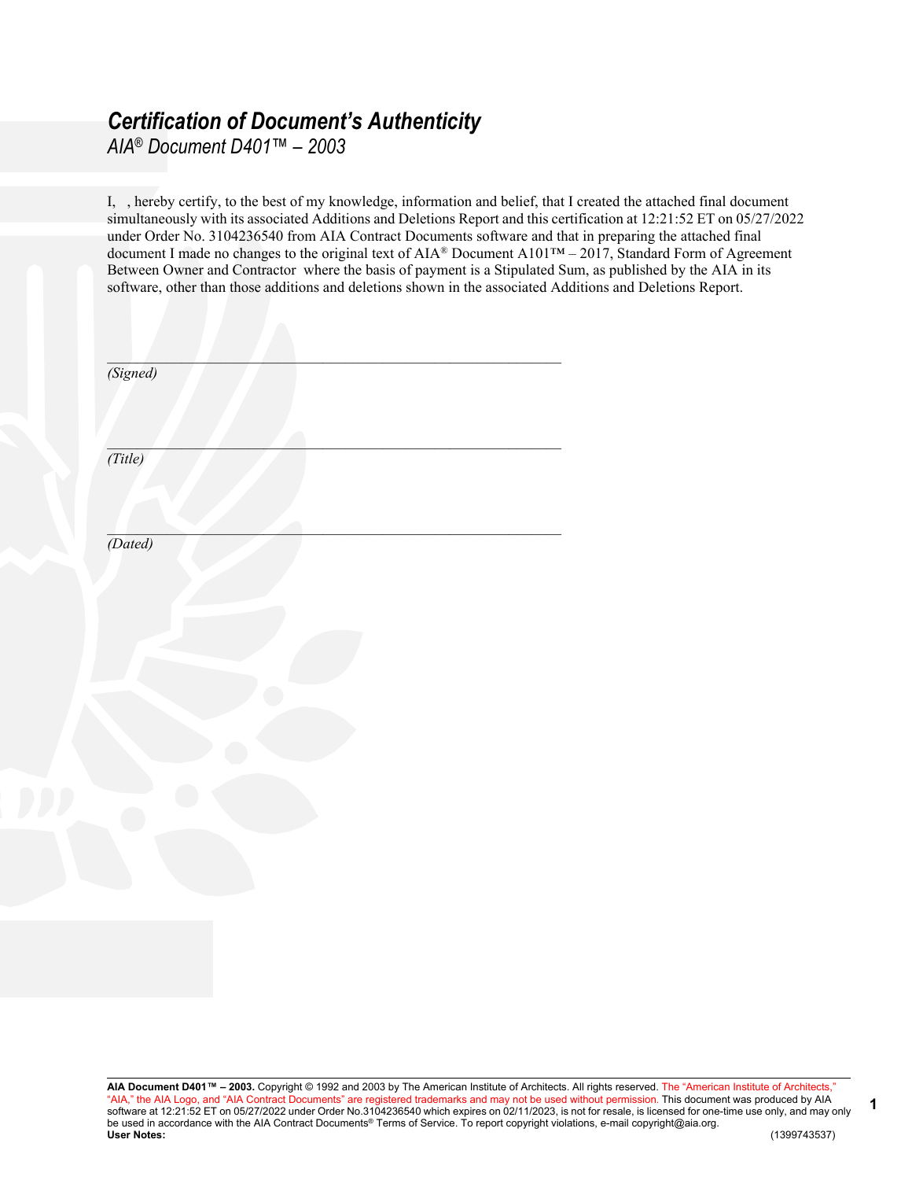# *Certification of Document's Authenticity*

*AIA® Document D401™ – 2003*

I,  , hereby certify, to the best of my knowledge, information and belief, that I created the attached final document simultaneously with its associated Additions and Deletions Report and this certification at 12:21:52 ET on 05/27/2022 under Order No. 3104236540 from AIA Contract Documents software and that in preparing the attached final document I made no changes to the original text of AIA® Document A101™ – 2017, Standard Form of Agreement Between Owner and Contractor where the basis of payment is a Stipulated Sum, as published by the AIA in its software, other than those additions and deletions shown in the associated Additions and Deletions Report.

_______________________________________________

*(Signed)*

_______________________________________________

*(Title)*

_______________________________________________

*(Dated)*

**AIA Document D401™ – 2003.** Copyright © 1992 and 2003 by The American Institute of Architects. All rights reserved. The "American Institute of Architects," "AIA," the AIA Logo, and "AIA Contract Documents" are registered trademarks and may not be used without permission. This document was produced by AIA software at 12:21:52 ET on 05/27/2022 under Order No.3104236540 which expires on 02/11/2023, is not for resale, is licensed for one-time use only, and may only be used in accordance with the AIA Contract Documents® Terms of Service. To report copyright violations, e-mail copyright@aia.org.
**User Notes:** (1399743537)